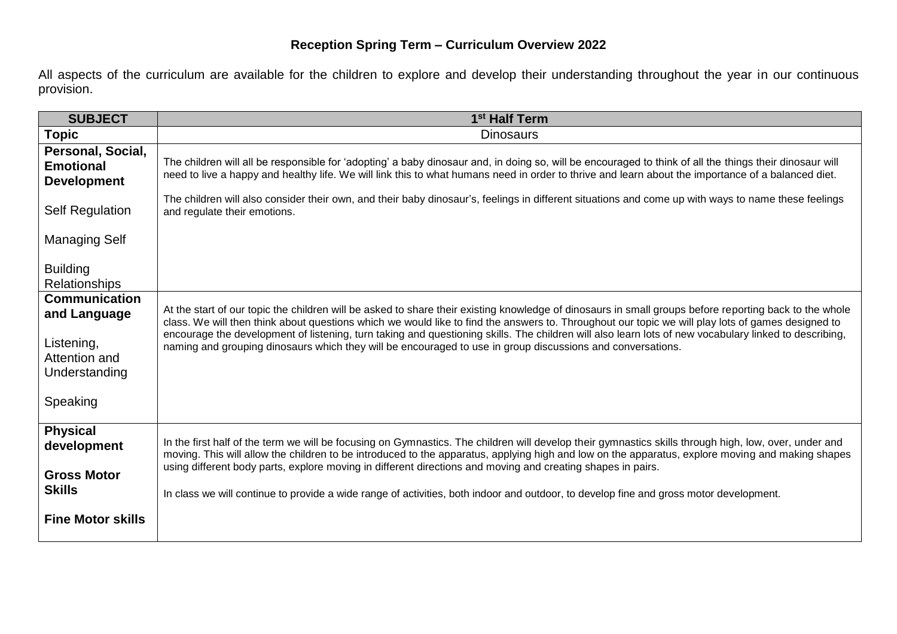# Reception Spring Term – Curriculum Overview 2022

All aspects of the curriculum are available for the children to explore and develop their understanding throughout the year in our continuous provision.

| SUBJECT | 1st Half Term |
|---|---|
| **Topic** | Dinosaurs |
| **Personal, Social, Emotional Development**<br><br>Self Regulation<br><br>Managing Self<br><br>Building Relationships | The children will all be responsible for 'adopting' a baby dinosaur and, in doing so, will be encouraged to think of all the things their dinosaur will need to live a happy and healthy life. We will link this to what humans need in order to thrive and learn about the importance of a balanced diet.<br><br>The children will also consider their own, and their baby dinosaur's, feelings in different situations and come up with ways to name these feelings and regulate their emotions. |
| **Communication and Language**<br><br>Listening, Attention and Understanding<br><br>Speaking | At the start of our topic the children will be asked to share their existing knowledge of dinosaurs in small groups before reporting back to the whole class. We will then think about questions which we would like to find the answers to. Throughout our topic we will play lots of games designed to encourage the development of listening, turn taking and questioning skills. The children will also learn lots of new vocabulary linked to describing, naming and grouping dinosaurs which they will be encouraged to use in group discussions and conversations. |
| **Physical development**<br><br>**Gross Motor Skills**<br><br>**Fine Motor skills** | In the first half of the term we will be focusing on Gymnastics. The children will develop their gymnastics skills through high, low, over, under and moving. This will allow the children to be introduced to the apparatus, applying high and low on the apparatus, explore moving and making shapes using different body parts, explore moving in different directions and moving and creating shapes in pairs.<br><br>In class we will continue to provide a wide range of activities, both indoor and outdoor, to develop fine and gross motor development. |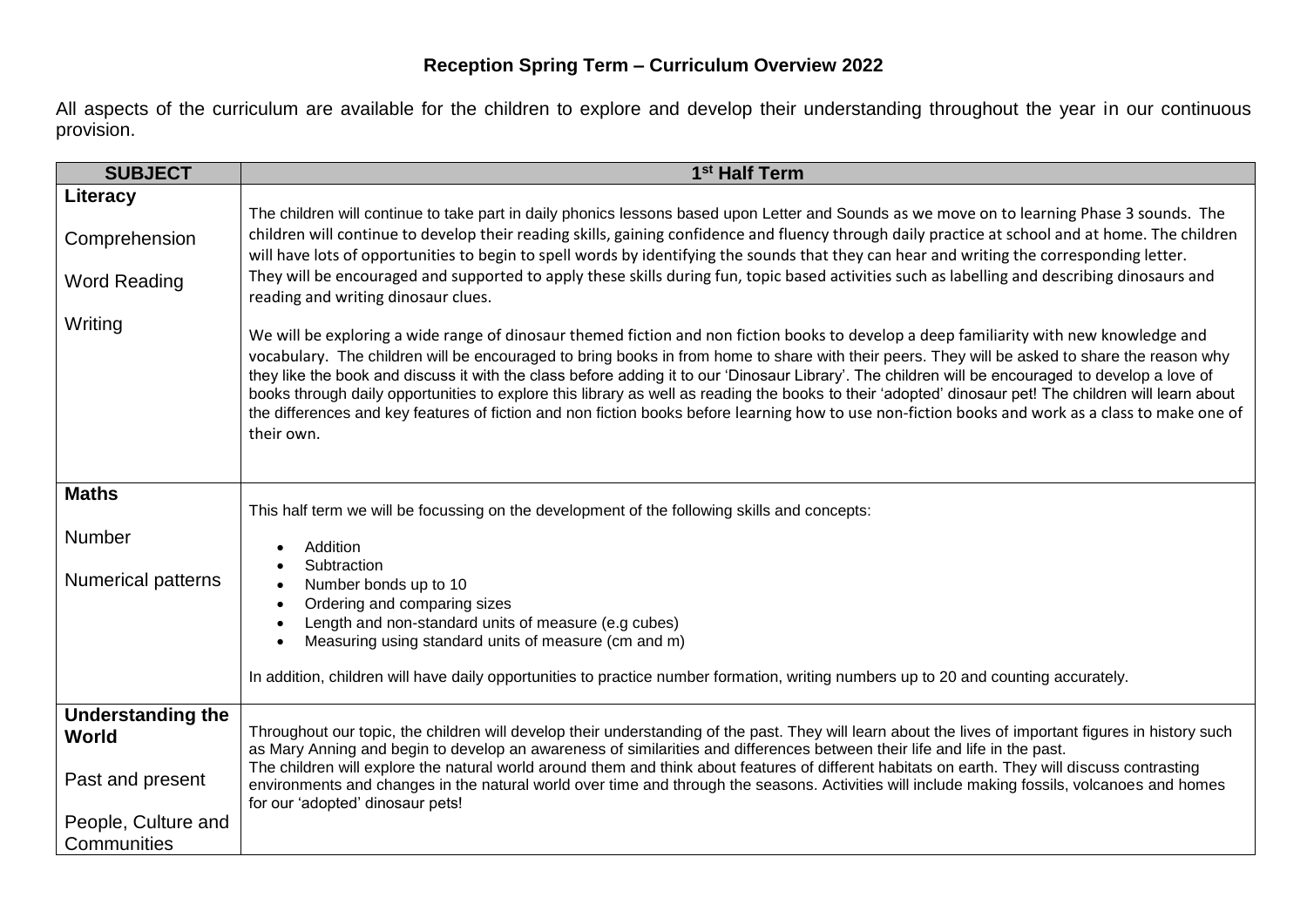# Reception Spring Term – Curriculum Overview 2022

All aspects of the curriculum are available for the children to explore and develop their understanding throughout the year in our continuous provision.

| SUBJECT | 1st Half Term |
|---|---|
| **Literacy**<br><br>Comprehension<br><br>Word Reading<br><br>Writing | The children will continue to take part in daily phonics lessons based upon Letter and Sounds as we move on to learning Phase 3 sounds. The children will continue to develop their reading skills, gaining confidence and fluency through daily practice at school and at home. The children will have lots of opportunities to begin to spell words by identifying the sounds that they can hear and writing the corresponding letter. They will be encouraged and supported to apply these skills during fun, topic based activities such as labelling and describing dinosaurs and reading and writing dinosaur clues.<br><br>We will be exploring a wide range of dinosaur themed fiction and non fiction books to develop a deep familiarity with new knowledge and vocabulary. The children will be encouraged to bring books in from home to share with their peers. They will be asked to share the reason why they like the book and discuss it with the class before adding it to our 'Dinosaur Library'. The children will be encouraged to develop a love of books through daily opportunities to explore this library as well as reading the books to their 'adopted' dinosaur pet! The children will learn about the differences and key features of fiction and non fiction books before learning how to use non-fiction books and work as a class to make one of their own. |
| **Maths**<br><br>Number<br><br>Numerical patterns | This half term we will be focussing on the development of the following skills and concepts:<br><br>• Addition<br>• Subtraction<br>• Number bonds up to 10<br>• Ordering and comparing sizes<br>• Length and non-standard units of measure (e.g cubes)<br>• Measuring using standard units of measure (cm and m)<br><br>In addition, children will have daily opportunities to practice number formation, writing numbers up to 20 and counting accurately. |
| **Understanding the World**<br><br>Past and present<br><br>People, Culture and Communities | Throughout our topic, the children will develop their understanding of the past. They will learn about the lives of important figures in history such as Mary Anning and begin to develop an awareness of similarities and differences between their life and life in the past.<br>The children will explore the natural world around them and think about features of different habitats on earth. They will discuss contrasting environments and changes in the natural world over time and through the seasons. Activities will include making fossils, volcanoes and homes for our 'adopted' dinosaur pets! |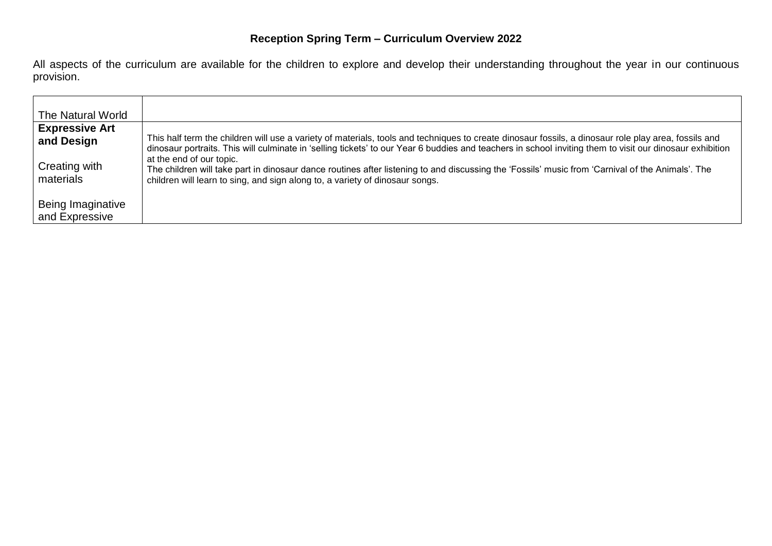**Reception Spring Term – Curriculum Overview 2022**

All aspects of the curriculum are available for the children to explore and develop their understanding throughout the year in our continuous provision.

| | |
|---|---|
| The Natural World | |
| **Expressive Art and Design**<br><br>Creating with materials<br><br>Being Imaginative and Expressive | This half term the children will use a variety of materials, tools and techniques to create dinosaur fossils, a dinosaur role play area, fossils and dinosaur portraits. This will culminate in 'selling tickets' to our Year 6 buddies and teachers in school inviting them to visit our dinosaur exhibition at the end of our topic.<br>The children will take part in dinosaur dance routines after listening to and discussing the 'Fossils' music from 'Carnival of the Animals'. The children will learn to sing, and sign along to, a variety of dinosaur songs. |